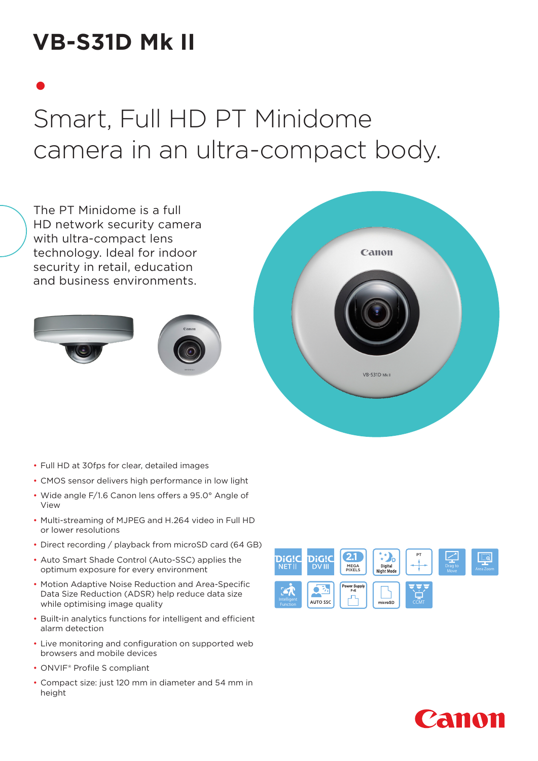# VB-S31D Mk II

## Smart, Full HD PT Minidome camera in an ultra-compact body.

The PT Minidome is a full HD network security camera with ultra-compact lens technology. Ideal for indoor security in retail, education and business environments.

- Full HD at 30fps for clear, detailed images
- CMOS sensor delivers high performance in low light
- Wide angle F/1.6 Canon lens offers a 95.0° Angle of View
- Multi-streaming of MJPEG and H.264 video in Full HD or lower resolutions
- Direct recording / playback from microSD card (64 GB)
- Auto Smart Shade Control (Auto-SSC) applies the optimum exposure for every environment
- Motion Adaptive Noise Reduction and Area-Specific Data Size Reduction (ADSR) help reduce data size while optimising image quality
- Built-in analytics functions for intelligent and efficient alarm detection
- Live monitoring and configuration on supported web browsers and mobile devices
- ONVIF® Profile S compliant
- Compact size: just 120 mm in diameter and 54 mm in height

DiG!C NET II | DiG!C DV III | 2.1 MEGA PIXELS | Digital Night Mode | PT | Drag to Move | Area Zoom | Intelligent Function | AUTO SSC | Power Supply PoE | microSD | CCMT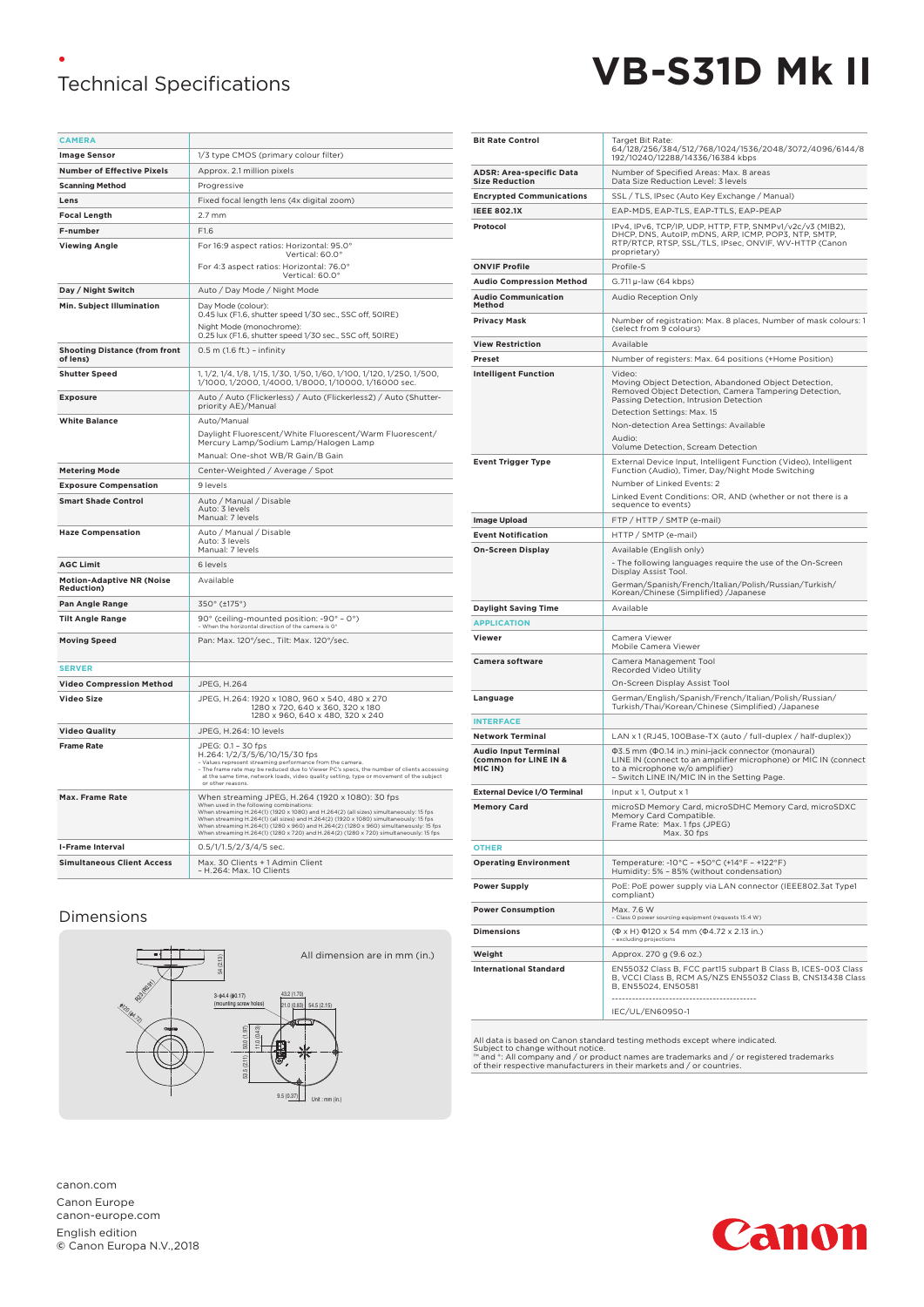# Technical Specifications

# VB-S31D Mk II

| CAMERA | |
|---|---|
| **Image Sensor** | 1/3 type CMOS (primary colour filter) |
| **Number of Effective Pixels** | Approx. 2.1 million pixels |
| **Scanning Method** | Progressive |
| **Lens** | Fixed focal length lens (4x digital zoom) |
| **Focal Length** | 2.7 mm |
| **F-number** | F1.6 |
| **Viewing Angle** | For 16:9 aspect ratios: Horizontal: 95.0° Vertical: 60.0°<br>For 4:3 aspect ratios: Horizontal: 76.0° Vertical: 60.0° |
| **Day / Night Switch** | Auto / Day Mode / Night Mode |
| **Min. Subject Illumination** | Day Mode (colour):<br>0.45 lux (F1.6, shutter speed 1/30 sec., SSC off, 50IRE)<br>Night Mode (monochrome):<br>0.25 lux (F1.6, shutter speed 1/30 sec., SSC off, 50IRE) |
| **Shooting Distance (from front of lens)** | 0.5 m (1.6 ft.) – infinity |
| **Shutter Speed** | 1, 1/2, 1/4, 1/8, 1/15, 1/30, 1/50, 1/60, 1/100, 1/120, 1/250, 1/500, 1/1000, 1/2000, 1/4000, 1/8000, 1/10000, 1/16000 sec. |
| **Exposure** | Auto / Auto (Flickerless) / Auto (Flickerless2) / Auto (Shutter-priority AE)/Manual |
| **White Balance** | Auto/Manual<br>Daylight Fluorescent/White Fluorescent/Warm Fluorescent/ Mercury Lamp/Sodium Lamp/Halogen Lamp<br>Manual: One-shot WB/R Gain/B Gain |
| **Metering Mode** | Center-Weighted / Average / Spot |
| **Exposure Compensation** | 9 levels |
| **Smart Shade Control** | Auto / Manual / Disable<br>Auto: 3 levels<br>Manual: 7 levels |
| **Haze Compensation** | Auto / Manual / Disable<br>Auto: 3 levels<br>Manual: 7 levels |
| **AGC Limit** | 6 levels |
| **Motion-Adaptive NR (Noise Reduction)** | Available |
| **Pan Angle Range** | 350° (±175°) |
| **Tilt Angle Range** | 90° (ceiling-mounted position: -90° – 0°)<br>– When the horizontal direction of the camera is 0° |
| **Moving Speed** | Pan: Max. 120°/sec., Tilt: Max. 120°/sec. |
| **SERVER** | |
| **Video Compression Method** | JPEG, H.264 |
| **Video Size** | JPEG, H.264: 1920 x 1080, 960 x 540, 480 x 270<br>1280 x 720, 640 x 360, 320 x 180<br>1280 x 960, 640 x 480, 320 x 240 |
| **Video Quality** | JPEG, H.264: 10 levels |
| **Frame Rate** | JPEG: 0.1 – 30 fps<br>H.264: 1/2/3/5/6/10/15/30 fps<br>– Values represent streaming performance from the camera.<br>– The frame rate may be reduced due to Viewer PC's specs, the number of clients accessing at the same time, network loads, video quality setting, type or movement of the subject or other reasons. |
| **Max. Frame Rate** | When streaming JPEG, H.264 (1920 x 1080): 30 fps<br>When used in the following combinations:<br>When streaming H.264(1) (1920 x 1080) and H.264(2) (all sizes) simultaneously: 15 fps<br>When streaming H.264(1) (all sizes) and H.264(2) (1920 x 1080) simultaneously: 15 fps<br>When streaming H.264(1) (1280 x 960) and H.264(2) (1280 x 960) simultaneously: 15 fps<br>When streaming H.264(1) (1280 x 720) and H.264(2) (1280 x 720) simultaneously: 15 fps |
| **I-Frame Interval** | 0.5/1/1.5/2/3/4/5 sec. |
| **Simultaneous Client Access** | Max. 30 Clients + 1 Admin Client<br>– H.264: Max. 10 Clients |
| **Bit Rate Control** | Target Bit Rate:<br>64/128/256/384/512/768/1024/1536/2048/3072/4096/6144/8192/10240/12288/14336/16384 kbps |
| **ADSR: Area-specific Data Size Reduction** | Number of Specified Areas: Max. 8 areas<br>Data Size Reduction Level: 3 levels |
| **Encrypted Communications** | SSL / TLS, IPsec (Auto Key Exchange / Manual) |
| **IEEE 802.1X** | EAP-MD5, EAP-TLS, EAP-TTLS, EAP-PEAP |
| **Protocol** | IPv4, IPv6, TCP/IP, UDP, HTTP, FTP, SNMPv1/v2c/v3 (MIB2), DHCP, DNS, AutoIP, mDNS, ARP, ICMP, POP3, NTP, SMTP, RTP/RTCP, RTSP, SSL/TLS, IPsec, ONVIF, WV-HTTP (Canon proprietary) |
| **ONVIF Profile** | Profile-S |
| **Audio Compression Method** | G.711 μ-law (64 kbps) |
| **Audio Communication Method** | Audio Reception Only |
| **Privacy Mask** | Number of registration: Max. 8 places, Number of mask colours: 1 (select from 9 colours) |
| **View Restriction** | Available |
| **Preset** | Number of registers: Max. 64 positions (+Home Position) |
| **Intelligent Function** | Video:<br>Moving Object Detection, Abandoned Object Detection, Removed Object Detection, Camera Tampering Detection, Passing Detection, Intrusion Detection<br>Detection Settings: Max. 15<br>Non-detection Area Settings: Available<br>Audio:<br>Volume Detection, Scream Detection |
| **Event Trigger Type** | External Device Input, Intelligent Function (Video), Intelligent Function (Audio), Timer, Day/Night Mode Switching<br>Number of Linked Events: 2<br>Linked Event Conditions: OR, AND (whether or not there is a sequence to events) |
| **Image Upload** | FTP / HTTP / SMTP (e-mail) |
| **Event Notification** | HTTP / SMTP (e-mail) |
| **On-Screen Display** | Available (English only)<br>– The following languages require the use of the On-Screen Display Assist Tool.<br>German/Spanish/French/Italian/Polish/Russian/Turkish/ Korean/Chinese (Simplified) /Japanese |
| **Daylight Saving Time** | Available |
| **APPLICATION** | |
| **Viewer** | Camera Viewer<br>Mobile Camera Viewer |
| **Camera software** | Camera Management Tool<br>Recorded Video Utility<br>On-Screen Display Assist Tool |
| **Language** | German/English/Spanish/French/Italian/Polish/Russian/ Turkish/Thai/Korean/Chinese (Simplified) /Japanese |
| **INTERFACE** | |
| **Network Terminal** | LAN x 1 (RJ45, 100Base-TX (auto / full-duplex / half-duplex)) |
| **Audio Input Terminal (common for LINE IN & MIC IN)** | Φ3.5 mm (Φ0.14 in.) mini-jack connector (monaural)<br>LINE IN (connect to an amplifier microphone) or MIC IN (connect to a microphone w/o amplifier)<br>– Switch LINE IN/MIC IN in the Setting Page. |
| **External Device I/O Terminal** | Input x 1, Output x 1 |
| **Memory Card** | microSD Memory Card, microSDHC Memory Card, microSDXC Memory Card Compatible.<br>Frame Rate: Max. 1 fps (JPEG)<br>Max. 30 fps |
| **OTHER** | |
| **Operating Environment** | Temperature: -10°C – +50°C (+14°F – +122°F)<br>Humidity: 5% – 85% (without condensation) |
| **Power Supply** | PoE: PoE power supply via LAN connector (IEEE802.3at TypeI compliant) |
| **Power Consumption** | Max. 7.6 W<br>– Class 0 power sourcing equipment (requests 15.4 W) |
| **Dimensions** | (Φ x H) Φ120 x 54 mm (Φ4.72 x 2.13 in.)<br>– excluding projections |
| **Weight** | Approx. 270 g (9.6 oz.) |
| **International Standard** | EN55032 Class B, FCC part15 subpart B Class B, ICES-003 Class B, VCCI Class B, RCM AS/NZS EN55032 Class B, CNS13438 Class B, EN55024, EN50581<br>------------------------------------------<br>IEC/UL/EN60950-1 |

All data is based on Canon standard testing methods except where indicated.
Subject to change without notice.
™ and ®: All company and / or product names are trademarks and / or registered trademarks of their respective manufacturers in their markets and / or countries.

## Dimensions

All dimension are in mm (in.)

canon.com

Canon Europe
canon-europe.com

English edition
© Canon Europa N.V.,2018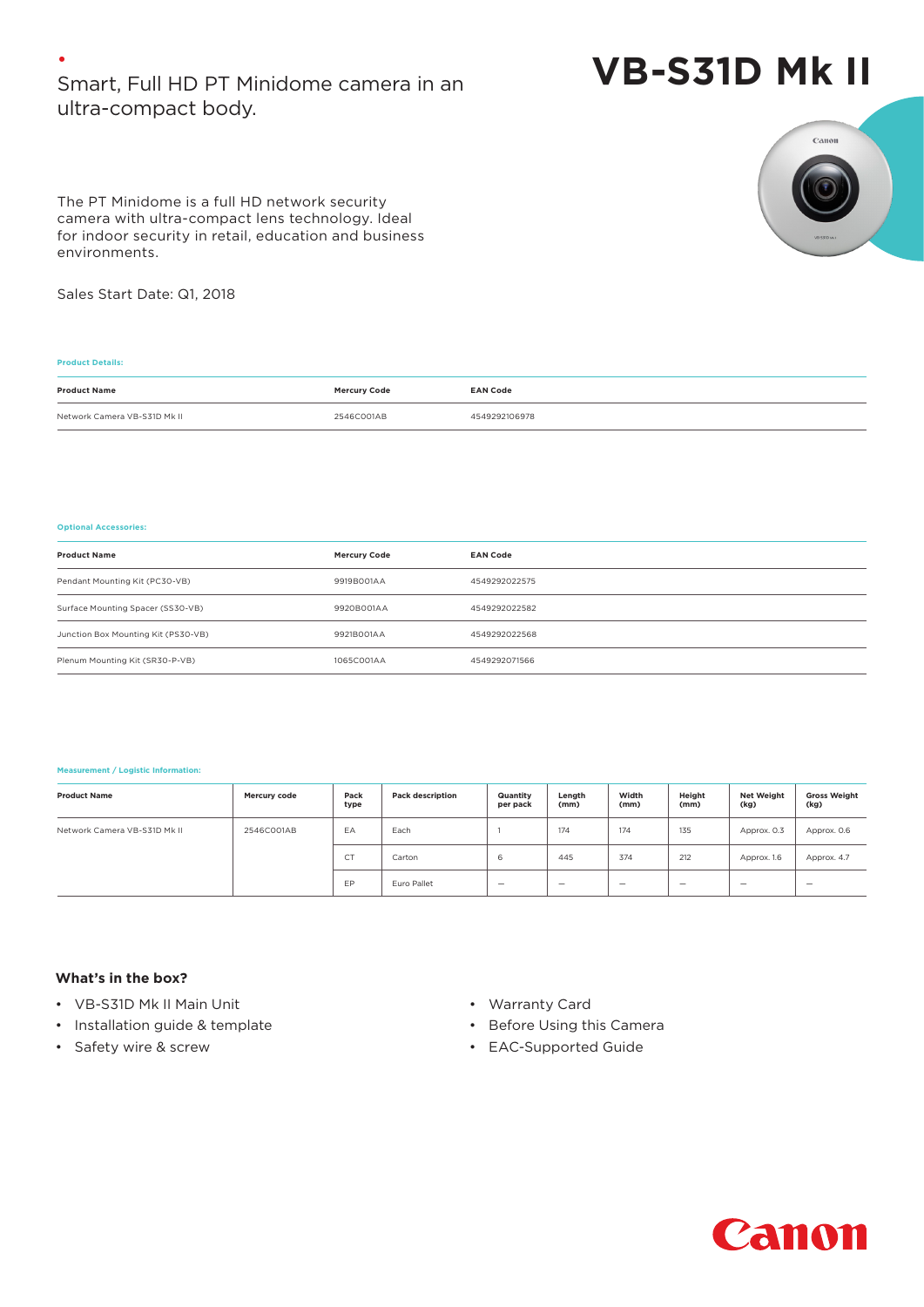# VB-S31D Mk II

Smart, Full HD PT Minidome camera in an ultra-compact body.

The PT Minidome is a full HD network security camera with ultra-compact lens technology. Ideal for indoor security in retail, education and business environments.

Sales Start Date: Q1, 2018

**Product Details:**

| Product Name | Mercury Code | EAN Code |
|---|---|---|
| Network Camera VB-S31D Mk II | 2546C001AB | 4549292106978 |

**Optional Accessories:**

| Product Name | Mercury Code | EAN Code |
|---|---|---|
| Pendant Mounting Kit (PC30-VB) | 9919B001AA | 4549292022575 |
| Surface Mounting Spacer (SS30-VB) | 9920B001AA | 4549292022582 |
| Junction Box Mounting Kit (PS30-VB) | 9921B001AA | 4549292022568 |
| Plenum Mounting Kit (SR30-P-VB) | 1065C001AA | 4549292071566 |

**Measurement / Logistic Information:**

| Product Name | Mercury code | Pack type | Pack description | Quantity per pack | Length (mm) | Width (mm) | Height (mm) | Net Weight (kg) | Gross Weight (kg) |
|---|---|---|---|---|---|---|---|---|---|
| Network Camera VB-S31D Mk II | 2546C001AB | EA | Each | 1 | 174 | 174 | 135 | Approx. 0.3 | Approx. 0.6 |
| | | CT | Carton | 6 | 445 | 374 | 212 | Approx. 1.6 | Approx. 4.7 |
| | | EP | Euro Pallet | – | – | – | – | – | – |

### What's in the box?

- VB-S31D Mk II Main Unit
- Installation guide & template
- Safety wire & screw
- Warranty Card
- Before Using this Camera
- EAC-Supported Guide